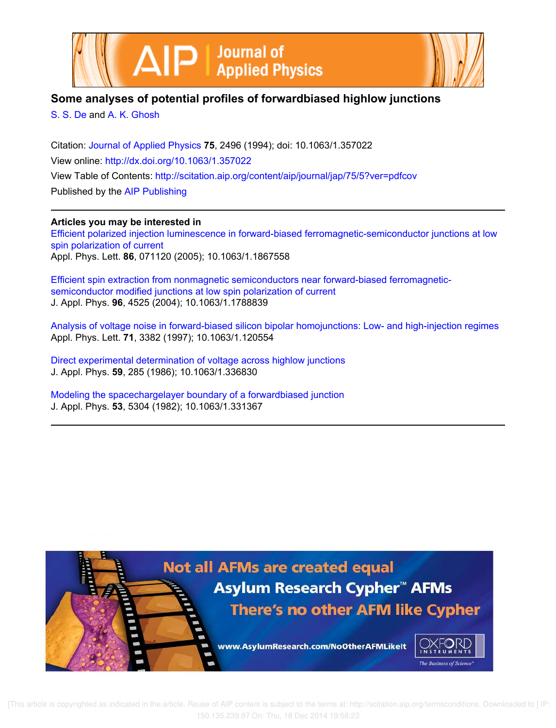# Some analyses of potential profiles of forwardbiased highlow junctions

S. S. De and A. K. Ghosh

Citation: Journal of Applied Physics **75**, 2496 (1994); doi: 10.1063/1.357022

View online: http://dx.doi.org/10.1063/1.357022

View Table of Contents: http://scitation.aip.org/content/aip/journal/jap/75/5?ver=pdfcov

Published by the AIP Publishing

**Articles you may be interested in**

Efficient polarized injection luminescence in forward-biased ferromagnetic-semiconductor junctions at low spin polarization of current
Appl. Phys. Lett. **86**, 071120 (2005); 10.1063/1.1867558

Efficient spin extraction from nonmagnetic semiconductors near forward-biased ferromagnetic-semiconductor modified junctions at low spin polarization of current
J. Appl. Phys. **96**, 4525 (2004); 10.1063/1.1788839

Analysis of voltage noise in forward-biased silicon bipolar homojunctions: Low- and high-injection regimes
Appl. Phys. Lett. **71**, 3382 (1997); 10.1063/1.120554

Direct experimental determination of voltage across highlow junctions
J. Appl. Phys. **59**, 285 (1986); 10.1063/1.336830

Modeling the spacechargelayer boundary of a forwardbiased junction
J. Appl. Phys. **53**, 5304 (1982); 10.1063/1.331367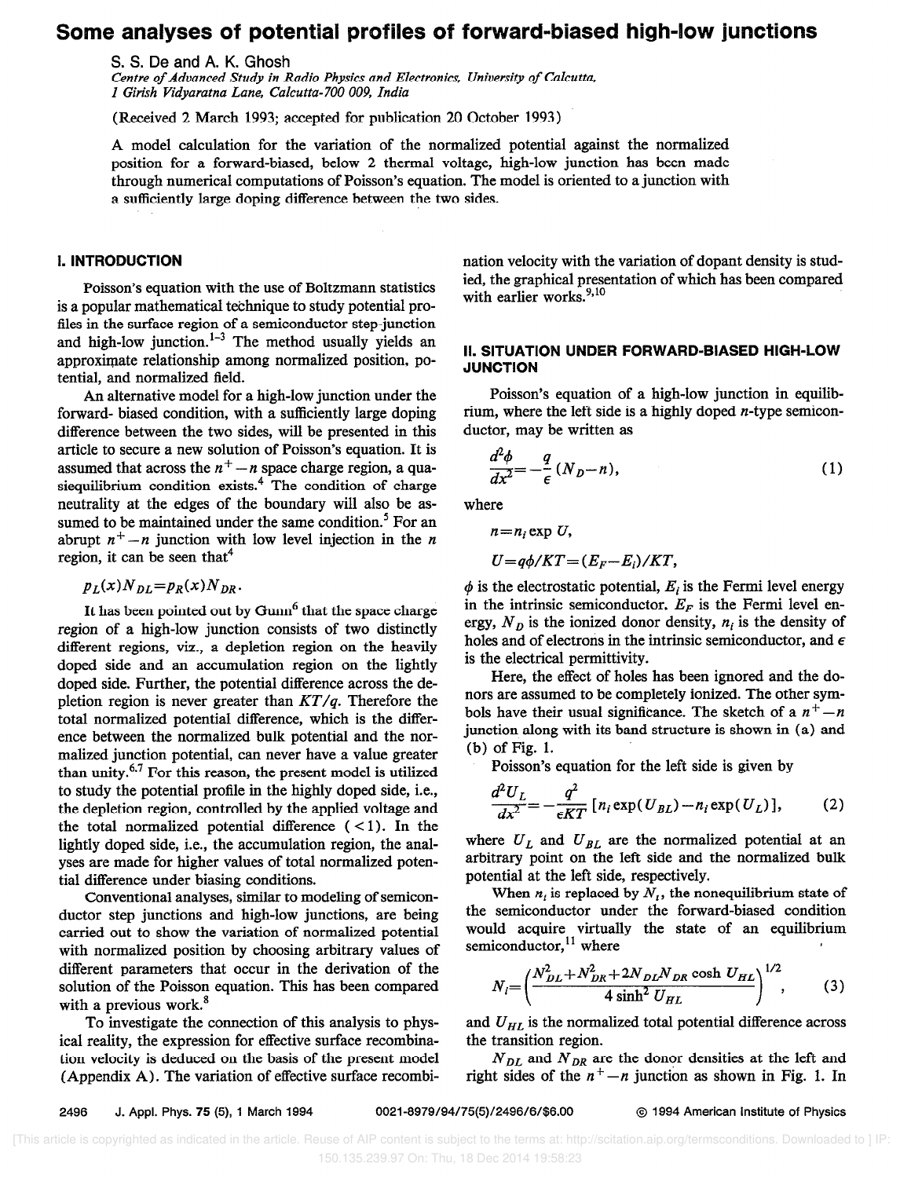# Some analyses of potential profiles of forward-biased high-low junctions

S. S. De and A. K. Ghosh

*Centre of Advanced Study in Radio Physics and Electronics, University of Calcutta, 1 Girish Vidyaratna Lane, Calcutta-700 009, India*

(Received 2 March 1993; accepted for publication 20 October 1993)

A model calculation for the variation of the normalized potential against the normalized position for a forward-biased, below 2 thermal voltage, high-low junction has been made through numerical computations of Poisson's equation. The model is oriented to a junction with a sufficiently large doping difference between the two sides.

## I. INTRODUCTION

Poisson's equation with the use of Boltzmann statistics is a popular mathematical technique to study potential profiles in the surface region of a semiconductor step-junction and high-low junction.[1–3] The method usually yields an approximate relationship among normalized position, potential, and normalized field.

An alternative model for a high-low junction under the forward- biased condition, with a sufficiently large doping difference between the two sides, will be presented in this article to secure a new solution of Poisson's equation. It is assumed that across the $n^+-n$ space charge region, a quasiequilibrium condition exists.[4] The condition of charge neutrality at the edges of the boundary will also be assumed to be maintained under the same condition.[5] For an abrupt $n^+-n$ junction with low level injection in the $n$ region, it can be seen that[4]

$$p_L(x)N_{DL}=p_R(x)N_{DR}.$$

It has been pointed out by Gunn[6] that the space charge region of a high-low junction consists of two distinctly different regions, viz., a depletion region on the heavily doped side and an accumulation region on the lightly doped side. Further, the potential difference across the depletion region is never greater than $KT/q$. Therefore the total normalized potential difference, which is the difference between the normalized bulk potential and the normalized junction potential, can never have a value greater than unity.[6,7] For this reason, the present model is utilized to study the potential profile in the highly doped side, i.e., the depletion region, controlled by the applied voltage and the total normalized potential difference ($<1$). In the lightly doped side, i.e., the accumulation region, the analyses are made for higher values of total normalized potential difference under biasing conditions.

Conventional analyses, similar to modeling of semiconductor step junctions and high-low junctions, are being carried out to show the variation of normalized potential with normalized position by choosing arbitrary values of different parameters that occur in the derivation of the solution of the Poisson equation. This has been compared with a previous work.[8]

To investigate the connection of this analysis to physical reality, the expression for effective surface recombination velocity is deduced on the basis of the present model (Appendix A). The variation of effective surface recombination velocity with the variation of dopant density is studied, the graphical presentation of which has been compared with earlier works.[9,10]

## II. SITUATION UNDER FORWARD-BIASED HIGH-LOW JUNCTION

Poisson's equation of a high-low junction in equilibrium, where the left side is a highly doped $n$-type semiconductor, may be written as

$$\frac{d^2\phi}{dx^2}=-\frac{q}{\epsilon}(N_D-n), \tag{1}$$

where

$$n=n_i \exp U,$$

$$U=q\phi/KT=(E_F-E_i)/KT,$$

$\phi$ is the electrostatic potential, $E_i$ is the Fermi level energy in the intrinsic semiconductor, $E_F$ is the Fermi level energy, $N_D$ is the ionized donor density, $n_i$ is the density of holes and of electrons in the intrinsic semiconductor, and $\epsilon$ is the electrical permittivity.

Here, the effect of holes has been ignored and the donors are assumed to be completely ionized. The other symbols have their usual significance. The sketch of a $n^+-n$ junction along with its band structure is shown in (a) and (b) of Fig. 1.

Poisson's equation for the left side is given by

$$\frac{d^2U_L}{dx^2}=-\frac{q^2}{\epsilon KT}[n_i \exp(U_{BL})-n_i \exp(U_L)], \tag{2}$$

where $U_L$ and $U_{BL}$ are the normalized potential at an arbitrary point on the left side and the normalized bulk potential at the left side, respectively.

When $n_i$ is replaced by $N_t$, the nonequilibrium state of the semiconductor under the forward-biased condition would acquire virtually the state of an equilibrium semiconductor,[11] where

$$N_t=\left(\frac{N_{DL}^2+N_{DR}^2+2N_{DL}N_{DR}\cosh U_{HL}}{4\sinh^2 U_{HL}}\right)^{1/2}, \tag{3}$$

and $U_{HL}$ is the normalized total potential difference across the transition region.

$N_{DL}$ and $N_{DR}$ are the donor densities at the left and right sides of the $n^+-n$ junction as shown in Fig. 1. In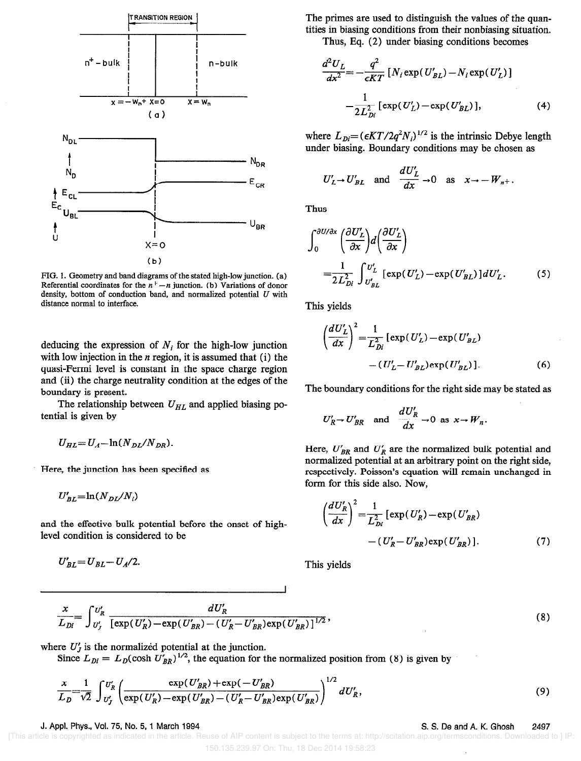FIG. 1. Geometry and band diagrams of the stated high-low junction. (a) Referential coordinates for the $n^+-n$ junction. (b) Variations of donor density, bottom of conduction band, and normalized potential $U$ with distance normal to interface.

deducing the expression of $N_i$ for the high-low junction with low injection in the $n$ region, it is assumed that (i) the quasi-Fermi level is constant in the space charge region and (ii) the charge neutrality condition at the edges of the boundary is present.

The relationship between $U_{HL}$ and applied biasing potential is given by

$$U_{HL}=U_A-\ln(N_{DL}/N_{DR}).$$

Here, the junction has been specified as

$$U'_{BL}=\ln(N_{DL}/N_i)$$

and the effective bulk potential before the onset of high-level condition is considered to be

$$U'_{BL}=U_{BL}-U_A/2.$$

The primes are used to distinguish the values of the quantities in biasing conditions from their nonbiasing situation.

Thus, Eq. (2) under biasing conditions becomes

$$\frac{d^2U_L}{dx^2}=-\frac{q^2}{\epsilon KT}\left[N_i\exp(U'_{BL})-N_i\exp(U'_L)\right]$$
$$-\frac{1}{2L_{Di}^2}\left[\exp(U'_L)-\exp(U'_{BL})\right], \tag{4}$$

where $L_{Di}=(\epsilon KT/2q^2N_i)^{1/2}$ is the intrinsic Debye length under biasing. Boundary conditions may be chosen as

$$U'_L\rightarrow U'_{BL} \quad \text{and} \quad \frac{dU'_L}{dx}\rightarrow 0 \quad \text{as} \quad x\rightarrow -W_{n^+}.$$

Thus

$$\int_0^{\partial U/\partial x}\left(\frac{\partial U'_L}{\partial x}\right)d\left(\frac{\partial U'_L}{\partial x}\right)$$
$$=\frac{1}{2L_{Di}^2}\int_{U'_{BL}}^{U'_L}\left[\exp(U'_L)-\exp(U'_{BL})\right]dU'_L. \tag{5}$$

This yields

$$\left(\frac{dU'_L}{dx}\right)^2=\frac{1}{L_{Di}^2}\left[\exp(U'_L)-\exp(U'_{BL})\right.$$
$$\left.-(U'_L-U'_{BL})\exp(U'_{BL})\right]. \tag{6}$$

The boundary conditions for the right side may be stated as

$$U'_R\rightarrow U'_{BR} \quad \text{and} \quad \frac{dU'_R}{dx}\rightarrow 0 \text{ as } x\rightarrow W_n.$$

Here, $U'_{BR}$ and $U'_R$ are the normalized bulk potential and normalized potential at an arbitrary point on the right side, respectively. Poisson's equation will remain unchanged in form for this side also. Now,

$$\left(\frac{dU'_R}{dx}\right)^2=\frac{1}{L_{Di}^2}\left[\exp(U'_R)-\exp(U'_{BR})\right.$$
$$\left.-(U'_R-U'_{BR})\exp(U'_{BR})\right]. \tag{7}$$

This yields

$$\frac{x}{L_{Di}}=\int_{U'_J}^{U'_R}\frac{dU'_R}{\left[\exp(U'_R)-\exp(U'_{BR})-(U'_R-U'_{BR})\exp(U'_{BR})\right]^{1/2}}, \tag{8}$$

where $U'_J$ is the normalized potential at the junction.

Since $L_{Di}=L_D(\cosh U'_{BR})^{1/2}$, the equation for the normalized position from (8) is given by

$$\frac{x}{L_D}=\frac{1}{\sqrt{2}}\int_{U'_J}^{U'_R}\left(\frac{\exp(U'_{BR})+\exp(-U'_{BR})}{\exp(U'_R)-\exp(U'_{BR})-(U'_R-U'_{BR})\exp(U'_{BR})}\right)^{1/2}dU'_R, \tag{9}$$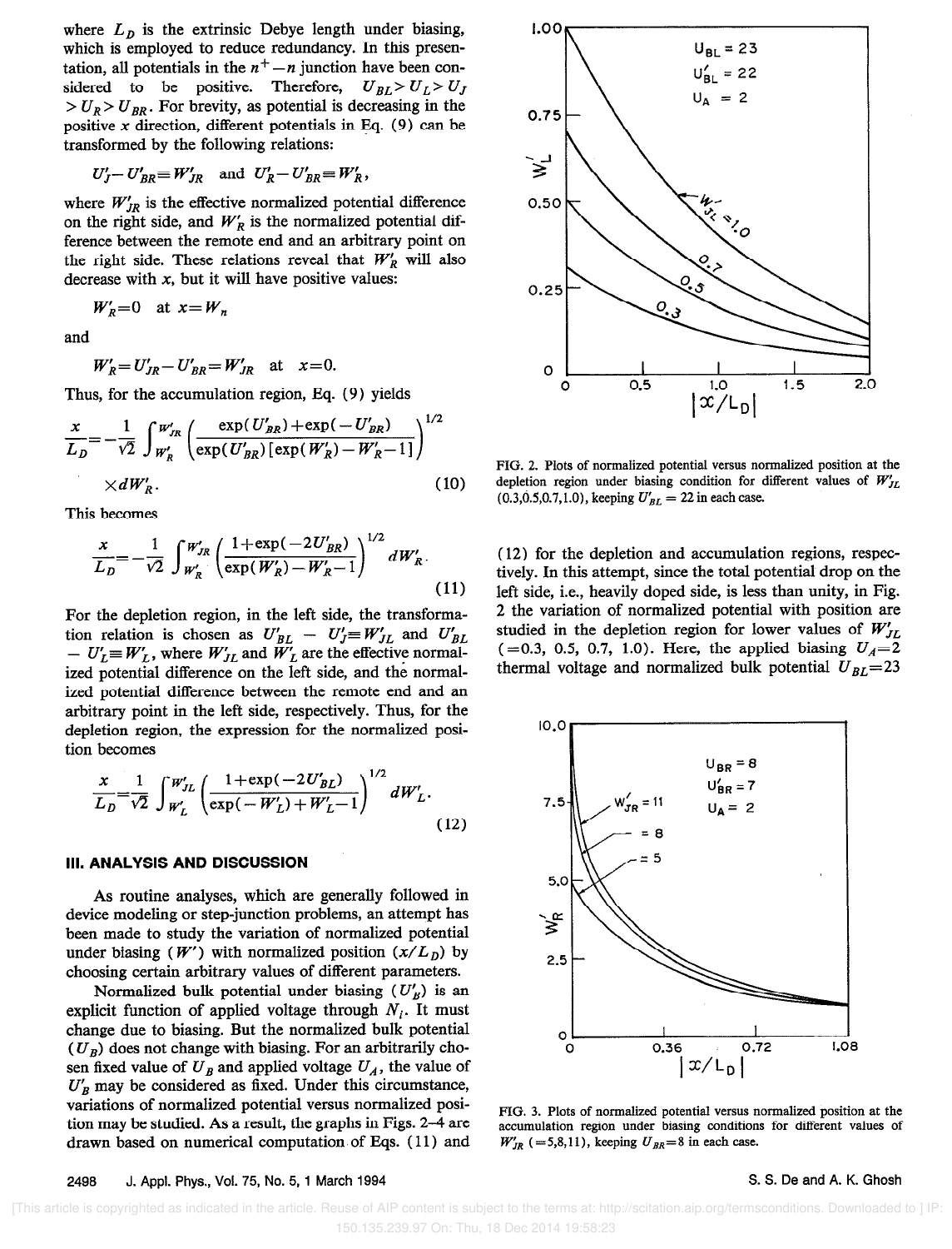where $L_D$ is the extrinsic Debye length under biasing, which is employed to reduce redundancy. In this presentation, all potentials in the $n^+ - n$ junction have been considered to be positive. Therefore, $U_{BL} > U_L > U_J > U_R > U_{BR}$. For brevity, as potential is decreasing in the positive $x$ direction, different potentials in Eq. (9) can be transformed by the following relations:

$$U'_J - U'_{BR} \equiv W'_{JR} \quad \text{and} \quad U'_R - U'_{BR} \equiv W'_R,$$

where $W'_{JR}$ is the effective normalized potential difference on the right side, and $W'_R$ is the normalized potential difference between the remote end and an arbitrary point on the right side. These relations reveal that $W'_R$ will also decrease with $x$, but it will have positive values:

$$W'_R = 0 \quad \text{at } x = W_n$$

and

$$W'_R = U'_{JR} - U'_{BR} = W'_{JR} \quad \text{at} \quad x = 0.$$

Thus, for the accumulation region, Eq. (9) yields

$$\frac{x}{L_D} = -\frac{1}{\sqrt{2}} \int_{W'_R}^{W'_{JR}} \left( \frac{\exp(U'_{BR}) + \exp(-U'_{BR})}{\exp(U'_{BR})[\exp(W'_R) - W'_R - 1]} \right)^{1/2} \times dW'_R. \tag{10}$$

This becomes

$$\frac{x}{L_D} = -\frac{1}{\sqrt{2}} \int_{W'_R}^{W'_{JR}} \left( \frac{1 + \exp(-2U'_{BR})}{\exp(W'_R) - W'_R - 1} \right)^{1/2} dW'_R. \tag{11}$$

For the depletion region, in the left side, the transformation relation is chosen as $U'_{BL} - U'_J \equiv W'_{JL}$ and $U'_{BL} - U'_L \equiv W'_L$, where $W'_{JL}$ and $W'_L$ are the effective normalized potential difference on the left side, and the normalized potential difference between the remote end and an arbitrary point in the left side, respectively. Thus, for the depletion region, the expression for the normalized position becomes

$$\frac{x}{L_D} = \frac{1}{\sqrt{2}} \int_{W'_L}^{W'_{JL}} \left( \frac{1 + \exp(-2U'_{BL})}{\exp(-W'_L) + W'_L - 1} \right)^{1/2} dW'_L. \tag{12}$$

## III. ANALYSIS AND DISCUSSION

As routine analyses, which are generally followed in device modeling or step-junction problems, an attempt has been made to study the variation of normalized potential under biasing ($W'$) with normalized position ($x/L_D$) by choosing certain arbitrary values of different parameters.

Normalized bulk potential under biasing ($U'_B$) is an explicit function of applied voltage through $N_i$. It must change due to biasing. But the normalized bulk potential ($U_B$) does not change with biasing. For an arbitrarily chosen fixed value of $U_B$ and applied voltage $U_A$, the value of $U'_B$ may be considered as fixed. Under this circumstance, variations of normalized potential versus normalized position may be studied. As a result, the graphs in Figs. 2–4 are drawn based on numerical computation of Eqs. (11) and (12) for the depletion and accumulation regions, respectively. In this attempt, since the total potential drop on the left side, i.e., heavily doped side, is less than unity, in Fig. 2 the variation of normalized potential with position are studied in the depletion region for lower values of $W'_{JL}$ ($=0.3$, 0.5, 0.7, 1.0). Here, the applied biasing $U_A = 2$ thermal voltage and normalized bulk potential $U_{BL} = 23$

FIG. 2. Plots of normalized potential versus normalized position at the depletion region under biasing condition for different values of $W'_{JL}$ (0.3,0.5,0.7,1.0), keeping $U'_{BL} = 22$ in each case.

FIG. 3. Plots of normalized potential versus normalized position at the accumulation region under biasing conditions for different values of $W'_{JR}$ ($=5,8,11$), keeping $U_{BR} = 8$ in each case.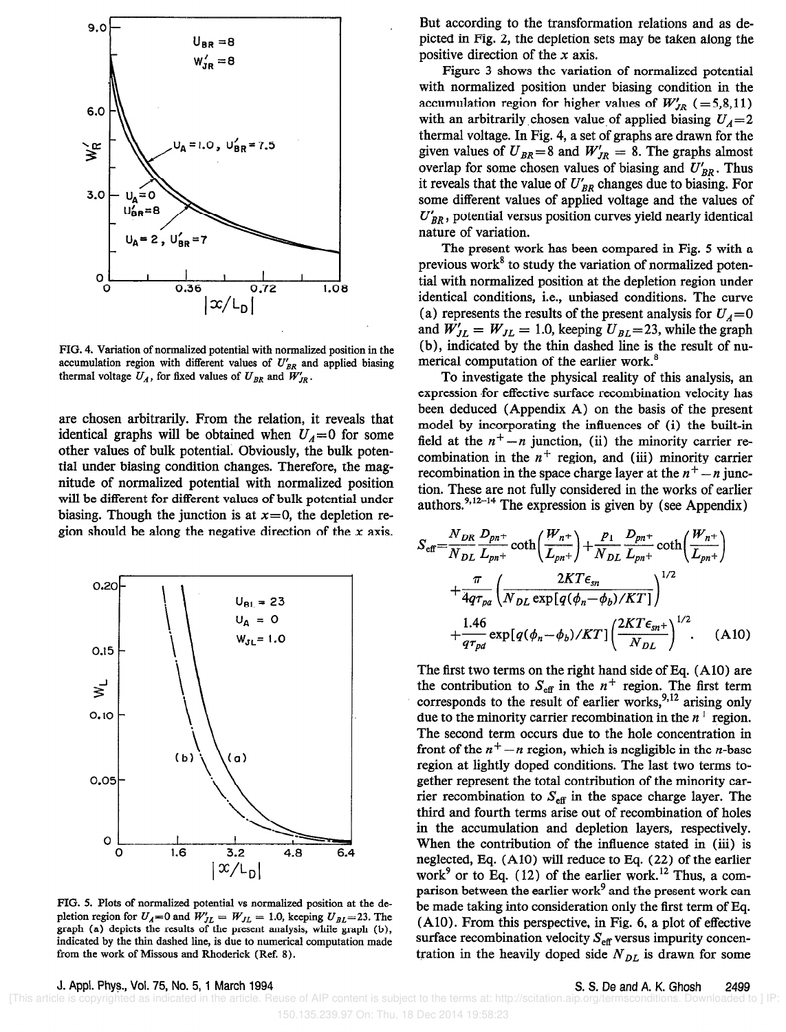FIG. 4. Variation of normalized potential with normalized position in the accumulation region with different values of $U'_{BR}$ and applied biasing thermal voltage $U_A$, for fixed values of $U_{BR}$ and $W'_{JR}$.

are chosen arbitrarily. From the relation, it reveals that identical graphs will be obtained when $U_A=0$ for some other values of bulk potential. Obviously, the bulk potential under biasing condition changes. Therefore, the magnitude of normalized potential with normalized position will be different for different values of bulk potential under biasing. Though the junction is at $x=0$, the depletion region should be along the negative direction of the $x$ axis.

FIG. 5. Plots of normalized potential vs normalized position at the depletion region for $U_A=0$ and $W'_{JL} = W_{JL} = 1.0$, keeping $U_{BL}=23$. The graph (a) depicts the results of the present analysis, while graph (b), indicated by the thin dashed line, is due to numerical computation made from the work of Missous and Rhoderick (Ref. 8).

But according to the transformation relations and as depicted in Fig. 2, the depletion sets may be taken along the positive direction of the $x$ axis.

Figure 3 shows the variation of normalized potential with normalized position under biasing condition in the accumulation region for higher values of $W'_{JR}$ $(=5,8,11)$ with an arbitrarily chosen value of applied biasing $U_A=2$ thermal voltage. In Fig. 4, a set of graphs are drawn for the given values of $U_{BR}=8$ and $W'_{JR}=8$. The graphs almost overlap for some chosen values of biasing and $U'_{BR}$. Thus it reveals that the value of $U'_{BR}$ changes due to biasing. For some different values of applied voltage and the values of $U'_{BR}$, potential versus position curves yield nearly identical nature of variation.

The present work has been compared in Fig. 5 with a previous work[8] to study the variation of normalized potential with normalized position at the depletion region under identical conditions, i.e., unbiased conditions. The curve (a) represents the results of the present analysis for $U_A=0$ and $W'_{JL} = W_{JL} = 1.0$, keeping $U_{BL}=23$, while the graph (b), indicated by the thin dashed line is the result of numerical computation of the earlier work.[8]

To investigate the physical reality of this analysis, an expression for effective surface recombination velocity has been deduced (Appendix A) on the basis of the present model by incorporating the influences of (i) the built-in field at the $n^+-n$ junction, (ii) the minority carrier recombination in the $n^+$ region, and (iii) minority carrier recombination in the space charge layer at the $n^+-n$ junction. These are not fully considered in the works of earlier authors.[9,12–14] The expression is given by (see Appendix)

$$S_{\text{eff}}=\frac{N_{DR}}{N_{DL}}\frac{D_{pn^+}}{L_{pn^+}}\coth\left(\frac{W_{n^+}}{L_{pn^+}}\right)+\frac{p_1}{N_{DL}}\frac{D_{pn^+}}{L_{pn^+}}\coth\left(\frac{W_{n^+}}{L_{pn^+}}\right)$$
$$+\frac{\pi}{4q\tau_{pa}}\left(\frac{2KT\epsilon_{sn}}{N_{DL}\exp[q(\phi_n-\phi_b)/KT]}\right)^{1/2}$$
$$+\frac{1.46}{q\tau_{pd}}\exp[q(\phi_n-\phi_b)/KT]\left(\frac{2KT\epsilon_{sn^+}}{N_{DL}}\right)^{1/2}. \quad \text{(A10)}$$

The first two terms on the right hand side of Eq. (A10) are the contribution to $S_{\text{eff}}$ in the $n^+$ region. The first term corresponds to the result of earlier works,[9,12] arising only due to the minority carrier recombination in the $n^+$ region. The second term occurs due to the hole concentration in front of the $n^+-n$ region, which is negligible in the $n$-base region at lightly doped conditions. The last two terms together represent the total contribution of the minority carrier recombination to $S_{\text{eff}}$ in the space charge layer. The third and fourth terms arise out of recombination of holes in the accumulation and depletion layers, respectively. When the contribution of the influence stated in (iii) is neglected, Eq. (A10) will reduce to Eq. (22) of the earlier work[9] or to Eq. (12) of the earlier work.[12] Thus, a comparison between the earlier work[9] and the present work can be made taking into consideration only the first term of Eq. (A10). From this perspective, in Fig. 6, a plot of effective surface recombination velocity $S_{\text{eff}}$ versus impurity concentration in the heavily doped side $N_{DL}$ is drawn for some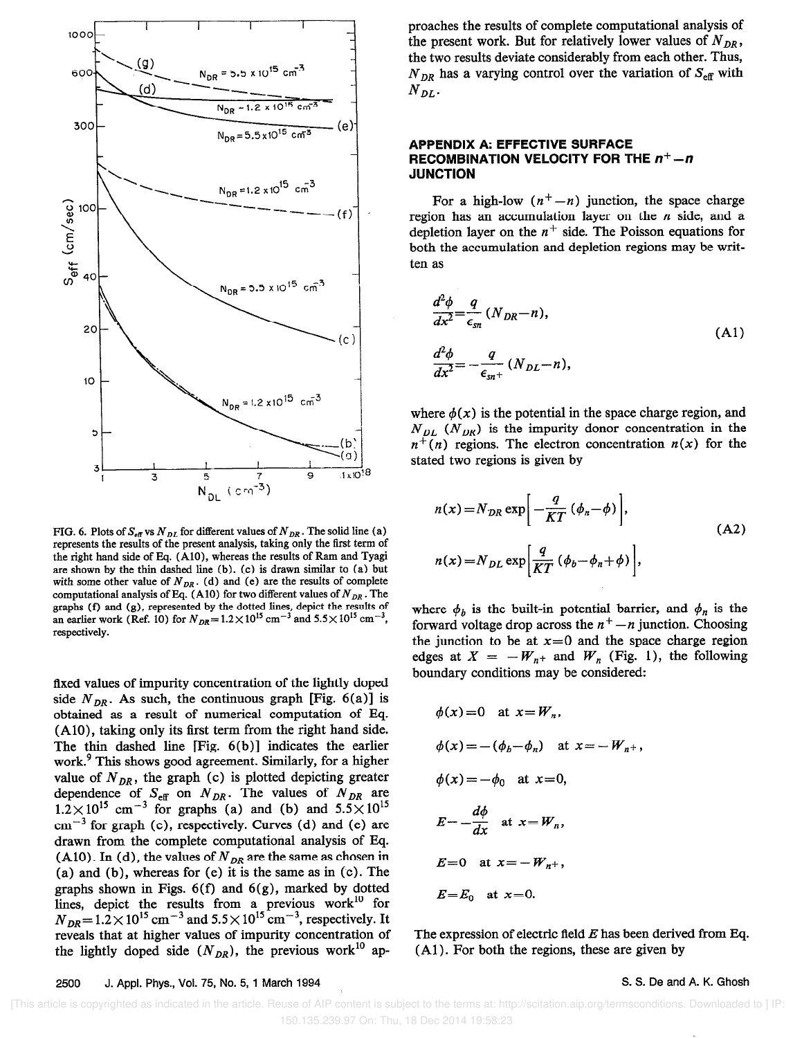FIG. 6. Plots of $S_{eff}$ vs $N_{DL}$ for different values of $N_{DR}$. The solid line (a) represents the results of the present analysis, taking only the first term of the right hand side of Eq. (A10), whereas the results of Ram and Tyagi are shown by the thin dashed line (b). (c) is drawn similar to (a) but with some other value of $N_{DR}$. (d) and (e) are the results of complete computational analysis of Eq. (A10) for two different values of $N_{DR}$. The graphs (f) and (g), represented by the dotted lines, depict the results of an earlier work (Ref. 10) for $N_{DR}=1.2\times10^{15}$ cm$^{-3}$ and $5.5\times10^{15}$ cm$^{-3}$, respectively.

fixed values of impurity concentration of the lightly doped side $N_{DR}$. As such, the continuous graph [Fig. 6(a)] is obtained as a result of numerical computation of Eq. (A10), taking only its first term from the right hand side. The thin dashed line [Fig. 6(b)] indicates the earlier work.[9] This shows good agreement. Similarly, for a higher value of $N_{DR}$, the graph (c) is plotted depicting greater dependence of $S_{eff}$ on $N_{DR}$. The values of $N_{DR}$ are $1.2\times10^{15}$ cm$^{-3}$ for graphs (a) and (b) and $5.5\times10^{15}$ cm$^{-3}$ for graph (c), respectively. Curves (d) and (e) are drawn from the complete computational analysis of Eq. (A10). In (d), the values of $N_{DR}$ are the same as chosen in (a) and (b), whereas for (e) it is the same as in (c). The graphs shown in Figs. 6(f) and 6(g), marked by dotted lines, depict the results from a previous work[10] for $N_{DR}=1.2\times10^{15}$ cm$^{-3}$ and $5.5\times10^{15}$ cm$^{-3}$, respectively. It reveals that at higher values of impurity concentration of the lightly doped side ($N_{DR}$), the previous work[10] approaches the results of complete computational analysis of the present work. But for relatively lower values of $N_{DR}$, the two results deviate considerably from each other. Thus, $N_{DR}$ has a varying control over the variation of $S_{eff}$ with $N_{DL}$.

## APPENDIX A: EFFECTIVE SURFACE RECOMBINATION VELOCITY FOR THE $n^+-n$ JUNCTION

For a high-low ($n^+-n$) junction, the space charge region has an accumulation layer on the $n$ side, and a depletion layer on the $n^+$ side. The Poisson equations for both the accumulation and depletion regions may be written as

$$\frac{d^2\phi}{dx^2}=\frac{q}{\epsilon_{sn}}(N_{DR}-n),$$
$$\frac{d^2\phi}{dx^2}=-\frac{q}{\epsilon_{sn^+}}(N_{DL}-n), \tag{A1}$$

where $\phi(x)$ is the potential in the space charge region, and $N_{DL}$ ($N_{DR}$) is the impurity donor concentration in the $n^+(n)$ regions. The electron concentration $n(x)$ for the stated two regions is given by

$$n(x)=N_{DR}\exp\left[-\frac{q}{KT}(\phi_n-\phi)\right],$$
$$n(x)=N_{DL}\exp\left[\frac{q}{KT}(\phi_b-\phi_n+\phi)\right], \tag{A2}$$

where $\phi_b$ is the built-in potential barrier, and $\phi_n$ is the forward voltage drop across the $n^+-n$ junction. Choosing the junction to be at $x=0$ and the space charge region edges at $X=-W_{n^+}$ and $W_n$ (Fig. 1), the following boundary conditions may be considered:

$$\phi(x)=0 \quad \text{at } x=W_n,$$

$$\phi(x)=-(\phi_b-\phi_n) \quad \text{at } x=-W_{n^+},$$

$$\phi(x)=-\phi_0 \quad \text{at } x=0,$$

$$E=-\frac{d\phi}{dx} \quad \text{at } x=W_n,$$

$$E=0 \quad \text{at } x=-W_{n^+},$$

$$E=E_0 \quad \text{at } x=0.$$

The expression of electric field $E$ has been derived from Eq. (A1). For both the regions, these are given by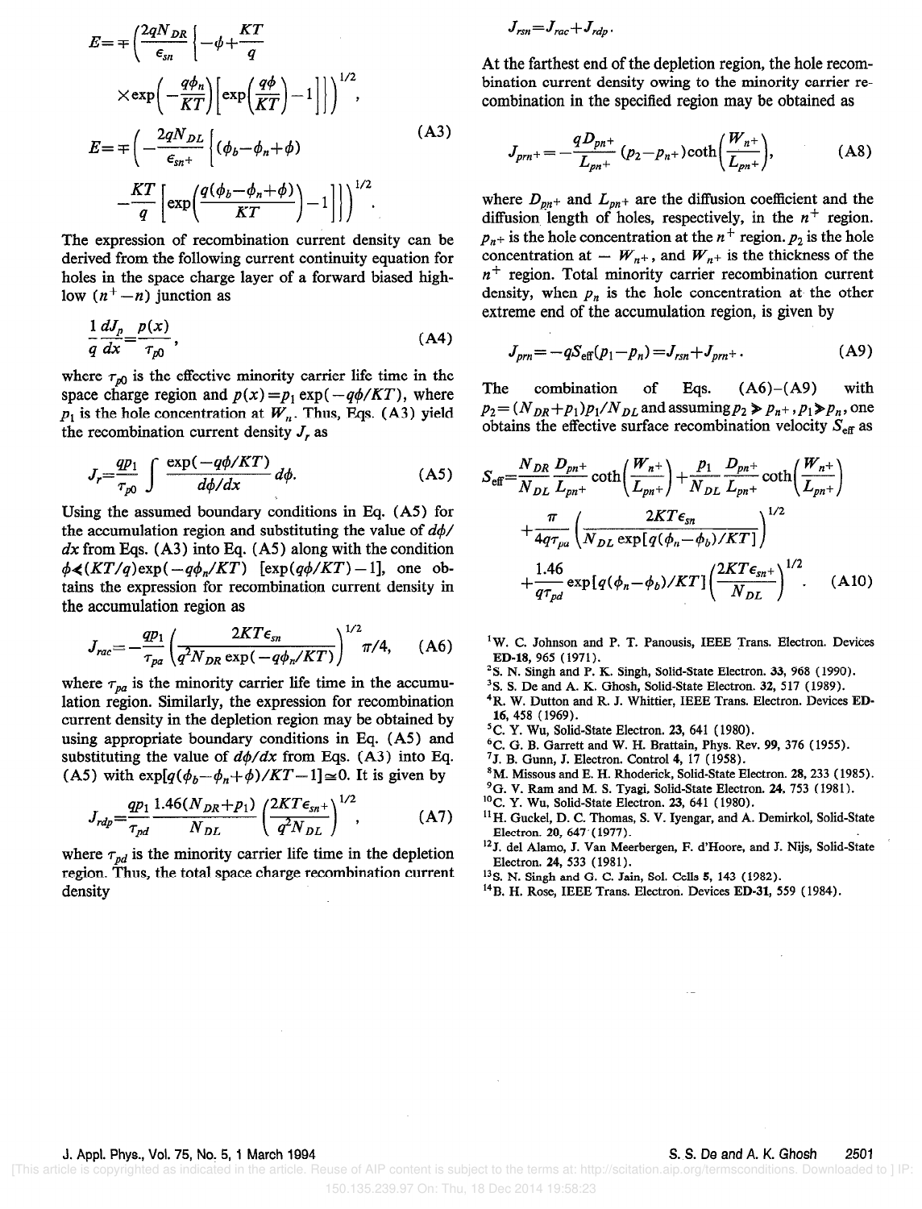$$E = \mp\left(\frac{2qN_{DR}}{\epsilon_{sn}}\left\{-\phi+\frac{KT}{q}\times\exp\left(-\frac{q\phi_n}{KT}\right)\left[\exp\left(\frac{q\phi}{KT}\right)-1\right]\right\}\right)^{1/2},$$

$$E = \mp\left(-\frac{2qN_{DL}}{\epsilon_{sn^+}}\left\{(\phi_b-\phi_n+\phi)-\frac{KT}{q}\left[\exp\left(\frac{q(\phi_b-\phi_n+\phi)}{KT}\right)-1\right]\right\}\right)^{1/2}. \tag{A3}$$

The expression of recombination current density can be derived from the following current continuity equation for holes in the space charge layer of a forward biased high-low ($n^+-n$) junction as

$$\frac{1}{q}\frac{dJ_p}{dx}=\frac{p(x)}{\tau_{p0}}, \tag{A4}$$

where $\tau_{p0}$ is the effective minority carrier life time in the space charge region and $p(x)=p_1\exp(-q\phi/KT)$, where $p_1$ is the hole concentration at $W_n$. Thus, Eqs. (A3) yield the recombination current density $J_r$ as

$$J_r=\frac{qp_1}{\tau_{p0}}\int\frac{\exp(-q\phi/KT)}{d\phi/dx}\,d\phi. \tag{A5}$$

Using the assumed boundary conditions in Eq. (A5) for the accumulation region and substituting the value of $d\phi/dx$ from Eqs. (A3) into Eq. (A5) along with the condition $\phi \ll (KT/q)\exp(-q\phi_n/KT)\ [\exp(q\phi/KT)-1]$, one obtains the expression for recombination current density in the accumulation region as

$$J_{rac}=-\frac{qp_1}{\tau_{pa}}\left(\frac{2KT\epsilon_{sn}}{q^2N_{DR}\exp(-q\phi_n/KT)}\right)^{1/2}\pi/4, \tag{A6}$$

where $\tau_{pa}$ is the minority carrier life time in the accumulation region. Similarly, the expression for recombination current density in the depletion region may be obtained by using appropriate boundary conditions in Eq. (A5) and substituting the value of $d\phi/dx$ from Eqs. (A3) into Eq. (A5) with $\exp[q(\phi_b-\phi_n+\phi)/KT-1]\cong 0$. It is given by

$$J_{rdp}=\frac{qp_1}{\tau_{pd}}\frac{1.46(N_{DR}+p_1)}{N_{DL}}\left(\frac{2KT\epsilon_{sn^+}}{q^2N_{DL}}\right)^{1/2}, \tag{A7}$$

where $\tau_{pd}$ is the minority carrier life time in the depletion region. Thus, the total space charge recombination current density

$$J_{rsn}=J_{rac}+J_{rdp}.$$

At the farthest end of the depletion region, the hole recombination current density owing to the minority carrier recombination in the specified region may be obtained as

$$J_{prn^+}=-\frac{qD_{pn^+}}{L_{pn^+}}(p_2-p_{n^+})\coth\left(\frac{W_{n^+}}{L_{pn^+}}\right), \tag{A8}$$

where $D_{pn^+}$ and $L_{pn^+}$ are the diffusion coefficient and the diffusion length of holes, respectively, in the $n^+$ region. $p_{n^+}$ is the hole concentration at the $n^+$ region. $p_2$ is the hole concentration at $-W_{n^+}$, and $W_{n^+}$ is the thickness of the $n^+$ region. Total minority carrier recombination current density, when $p_n$ is the hole concentration at the other extreme end of the accumulation region, is given by

$$J_{prn}=-qS_{\rm eff}(p_1-p_n)=J_{rsn}+J_{prn^+}. \tag{A9}$$

The combination of Eqs. (A6)–(A9) with $p_2=(N_{DR}+p_1)p_1/N_{DL}$ and assuming $p_2\gg p_{n^+}, p_1\gg p_n$, one obtains the effective surface recombination velocity $S_{\rm eff}$ as

$$S_{\rm eff}=\frac{N_{DR}}{N_{DL}}\frac{D_{pn^+}}{L_{pn^+}}\coth\left(\frac{W_{n^+}}{L_{pn^+}}\right)+\frac{p_1}{N_{DL}}\frac{D_{pn^+}}{L_{pn^+}}\coth\left(\frac{W_{n^+}}{L_{pn^+}}\right)+\frac{\pi}{4q\tau_{pa}}\left(\frac{2KT\epsilon_{sn}}{N_{DL}\exp[q(\phi_n-\phi_b)/KT]}\right)^{1/2}+\frac{1.46}{q\tau_{pd}}\exp[q(\phi_n-\phi_b)/KT]\left(\frac{2KT\epsilon_{sn^+}}{N_{DL}}\right)^{1/2}. \tag{A10}$$

[1] W. C. Johnson and P. T. Panousis, IEEE Trans. Electron. Devices ED-18, 965 (1971).
[2] S. N. Singh and P. K. Singh, Solid-State Electron. 33, 968 (1990).
[3] S. S. De and A. K. Ghosh, Solid-State Electron. 32, 517 (1989).
[4] R. W. Dutton and R. J. Whittier, IEEE Trans. Electron. Devices ED-16, 458 (1969).
[5] C. Y. Wu, Solid-State Electron. 23, 641 (1980).
[6] C. G. B. Garrett and W. H. Brattain, Phys. Rev. 99, 376 (1955).
[7] J. B. Gunn, J. Electron. Control 4, 17 (1958).
[8] M. Missous and E. H. Rhoderick, Solid-State Electron. 28, 233 (1985).
[9] G. V. Ram and M. S. Tyagi, Solid-State Electron. 24, 753 (1981).
[10] C. Y. Wu, Solid-State Electron. 23, 641 (1980).
[11] H. Guckel, D. C. Thomas, S. V. Iyengar, and A. Demirkol, Solid-State Electron. 20, 647 (1977).
[12] J. del Alamo, J. Van Meerbergen, F. d'Hoore, and J. Nijs, Solid-State Electron. 24, 533 (1981).
[13] S. N. Singh and G. C. Jain, Sol. Cells 5, 143 (1982).
[14] B. H. Rose, IEEE Trans. Electron. Devices ED-31, 559 (1984).